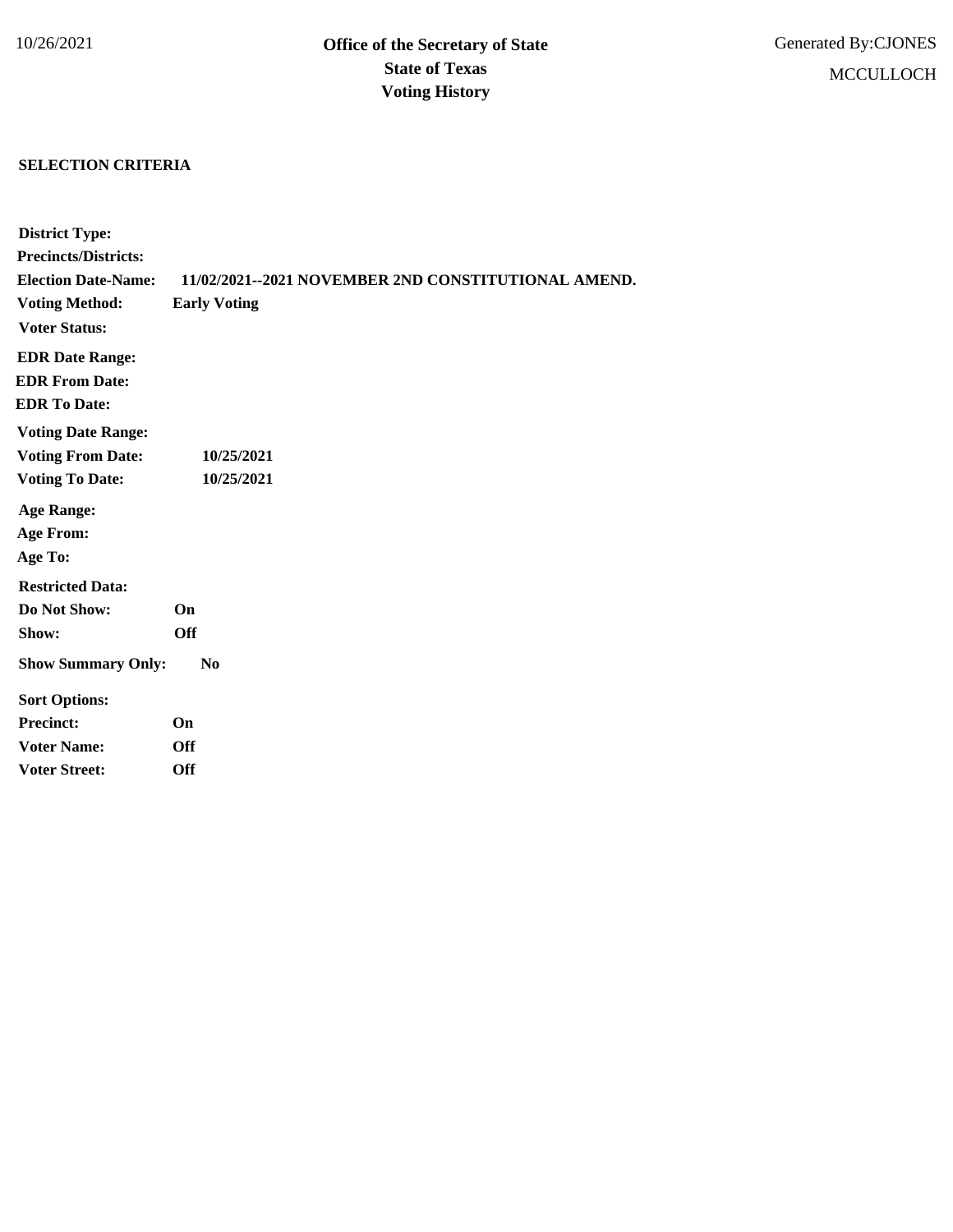10/26/2021

# Office of the Secretary of State
## State of Texas
## Voting History

Generated By:CJONES

MCCULLOCH

**SELECTION CRITERIA**

**District Type:**

**Precincts/Districts:**

**Election Date-Name:** **11/02/2021--2021 NOVEMBER 2ND CONSTITUTIONAL AMEND.**

**Voting Method:** **Early Voting**

**Voter Status:**

**EDR Date Range:**

**EDR From Date:**

**EDR To Date:**

**Voting Date Range:**

**Voting From Date:** **10/25/2021**

**Voting To Date:** **10/25/2021**

**Age Range:**

**Age From:**

**Age To:**

**Restricted Data:**

**Do Not Show:** **On**

**Show:** **Off**

**Show Summary Only:** **No**

**Sort Options:**

**Precinct:** **On**

**Voter Name:** **Off**

**Voter Street:** **Off**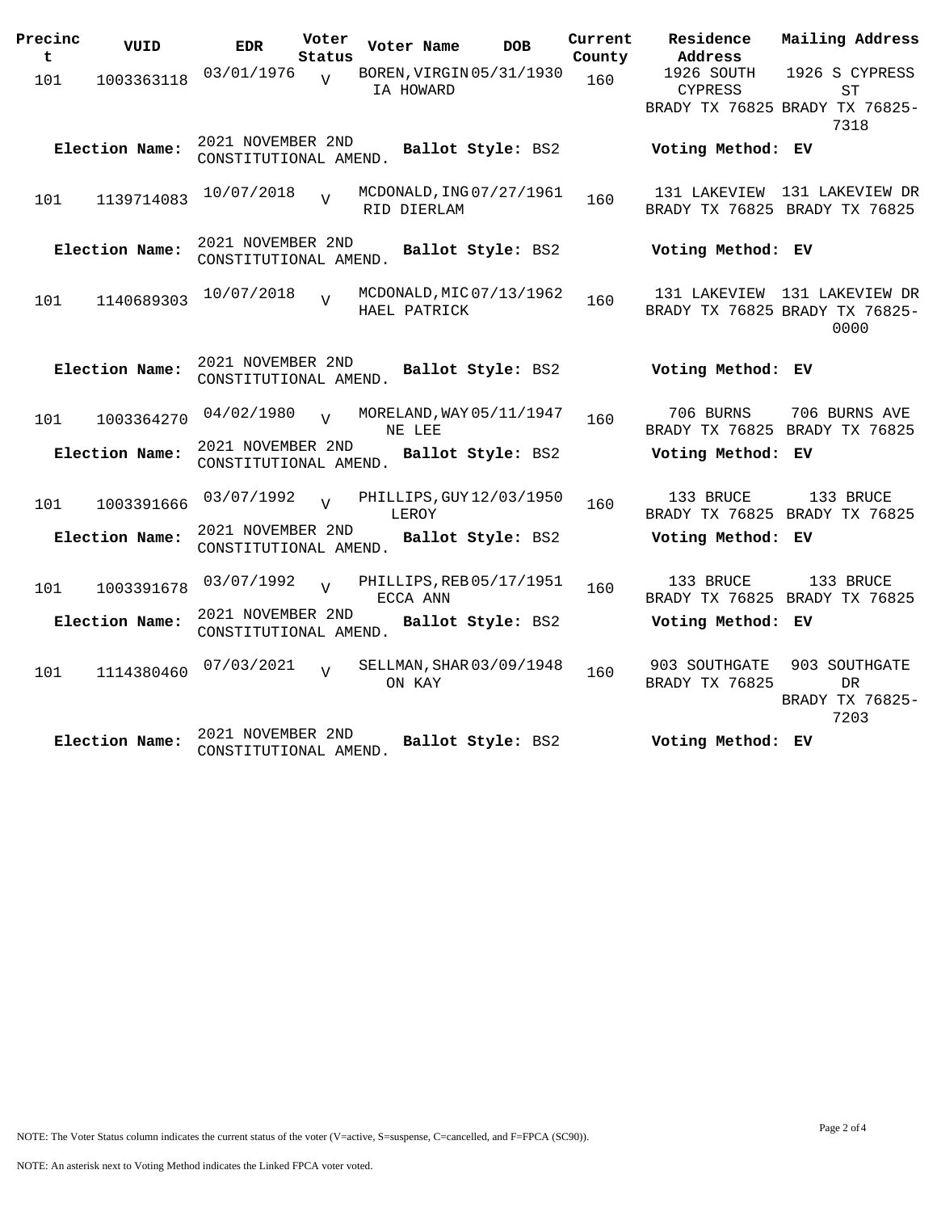| Precinct | VUID | EDR | Voter Status | Voter Name | DOB | Current County | Residence Address | Mailing Address |
|---|---|---|---|---|---|---|---|---|
| 101 | 1003363118 | 03/01/1976 | V | BOREN, VIRGINIA HOWARD | 05/31/1930 | 160 | 1926 SOUTH CYPRESS BRADY TX 76825 | 1926 S CYPRESS ST BRADY TX 76825-7318 |
| **Election Name:** | | 2021 NOVEMBER 2ND CONSTITUTIONAL AMEND. | | **Ballot Style:** BS2 | | | **Voting Method:** EV | |
| 101 | 1139714083 | 10/07/2018 | V | MCDONALD, INGRID DIERLAM | 07/27/1961 | 160 | 131 LAKEVIEW BRADY TX 76825 | 131 LAKEVIEW DR BRADY TX 76825 |
| **Election Name:** | | 2021 NOVEMBER 2ND CONSTITUTIONAL AMEND. | | **Ballot Style:** BS2 | | | **Voting Method:** EV | |
| 101 | 1140689303 | 10/07/2018 | V | MCDONALD, MICHAEL PATRICK | 07/13/1962 | 160 | 131 LAKEVIEW BRADY TX 76825 | 131 LAKEVIEW DR BRADY TX 76825-0000 |
| **Election Name:** | | 2021 NOVEMBER 2ND CONSTITUTIONAL AMEND. | | **Ballot Style:** BS2 | | | **Voting Method:** EV | |
| 101 | 1003364270 | 04/02/1980 | V | MORELAND, WAYNE LEE | 05/11/1947 | 160 | 706 BURNS BRADY TX 76825 | 706 BURNS AVE BRADY TX 76825 |
| **Election Name:** | | 2021 NOVEMBER 2ND CONSTITUTIONAL AMEND. | | **Ballot Style:** BS2 | | | **Voting Method:** EV | |
| 101 | 1003391666 | 03/07/1992 | V | PHILLIPS, GUY LEROY | 12/03/1950 | 160 | 133 BRUCE BRADY TX 76825 | 133 BRUCE BRADY TX 76825 |
| **Election Name:** | | 2021 NOVEMBER 2ND CONSTITUTIONAL AMEND. | | **Ballot Style:** BS2 | | | **Voting Method:** EV | |
| 101 | 1003391678 | 03/07/1992 | V | PHILLIPS, REBECCA ANN | 05/17/1951 | 160 | 133 BRUCE BRADY TX 76825 | 133 BRUCE BRADY TX 76825 |
| **Election Name:** | | 2021 NOVEMBER 2ND CONSTITUTIONAL AMEND. | | **Ballot Style:** BS2 | | | **Voting Method:** EV | |
| 101 | 1114380460 | 07/03/2021 | V | SELLMAN, SHARON KAY | 03/09/1948 | 160 | 903 SOUTHGATE BRADY TX 76825 | 903 SOUTHGATE DR BRADY TX 76825-7203 |
| **Election Name:** | | 2021 NOVEMBER 2ND CONSTITUTIONAL AMEND. | | **Ballot Style:** BS2 | | | **Voting Method:** EV | |

NOTE: The Voter Status column indicates the current status of the voter (V=active, S=suspense, C=cancelled, and F=FPCA (SC90)).

NOTE: An asterisk next to Voting Method indicates the Linked FPCA voter voted.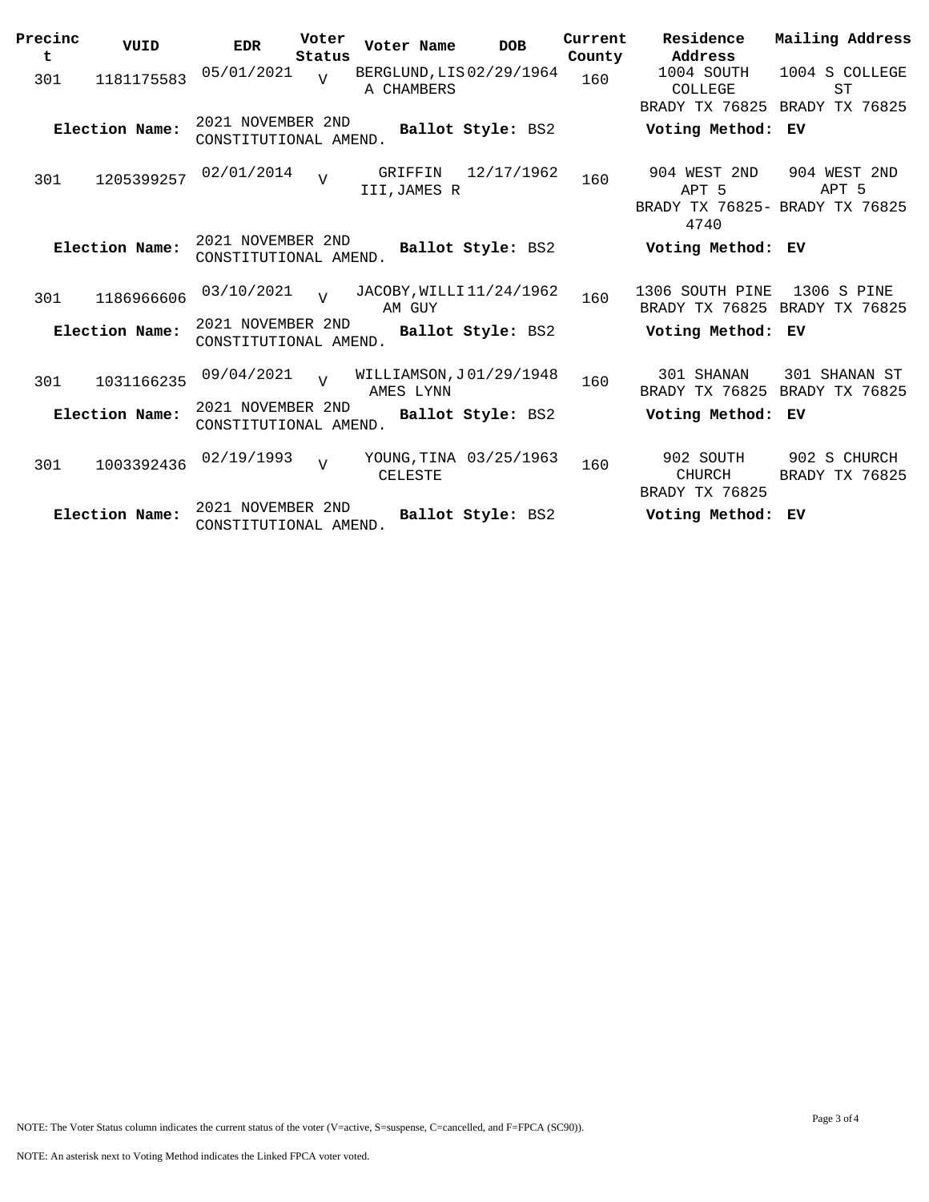| Precinct | VUID | EDR | Voter Status | Voter Name | DOB | Current County | Residence Address | Mailing Address |
|---|---|---|---|---|---|---|---|---|
| 301 | 1181175583 | 05/01/2021 | V | BERGLUND,LISA CHAMBERS | 02/29/1964 | 160 | 1004 SOUTH COLLEGE BRADY TX 76825 | 1004 S COLLEGE ST BRADY TX 76825 |
| **Election Name:** | | 2021 NOVEMBER 2ND CONSTITUTIONAL AMEND. | | **Ballot Style:** BS2 | | | **Voting Method:** | **EV** |
| 301 | 1205399257 | 02/01/2014 | V | GRIFFIN III,JAMES R | 12/17/1962 | 160 | 904 WEST 2ND APT 5 BRADY TX 76825-4740 | 904 WEST 2ND APT 5 BRADY TX 76825 |
| **Election Name:** | | 2021 NOVEMBER 2ND CONSTITUTIONAL AMEND. | | **Ballot Style:** BS2 | | | **Voting Method:** | **EV** |
| 301 | 1186966606 | 03/10/2021 | V | JACOBY,WILLIAM GUY | 11/24/1962 | 160 | 1306 SOUTH PINE BRADY TX 76825 | 1306 S PINE BRADY TX 76825 |
| **Election Name:** | | 2021 NOVEMBER 2ND CONSTITUTIONAL AMEND. | | **Ballot Style:** BS2 | | | **Voting Method:** | **EV** |
| 301 | 1031166235 | 09/04/2021 | V | WILLIAMSON,JAMES LYNN | 01/29/1948 | 160 | 301 SHANAN BRADY TX 76825 | 301 SHANAN ST BRADY TX 76825 |
| **Election Name:** | | 2021 NOVEMBER 2ND CONSTITUTIONAL AMEND. | | **Ballot Style:** BS2 | | | **Voting Method:** | **EV** |
| 301 | 1003392436 | 02/19/1993 | V | YOUNG,TINA CELESTE | 03/25/1963 | 160 | 902 SOUTH CHURCH BRADY TX 76825 | 902 S CHURCH BRADY TX 76825 |
| **Election Name:** | | 2021 NOVEMBER 2ND CONSTITUTIONAL AMEND. | | **Ballot Style:** BS2 | | | **Voting Method:** | **EV** |

NOTE: The Voter Status column indicates the current status of the voter (V=active, S=suspense, C=cancelled, and F=FPCA (SC90)).

NOTE: An asterisk next to Voting Method indicates the Linked FPCA voter voted.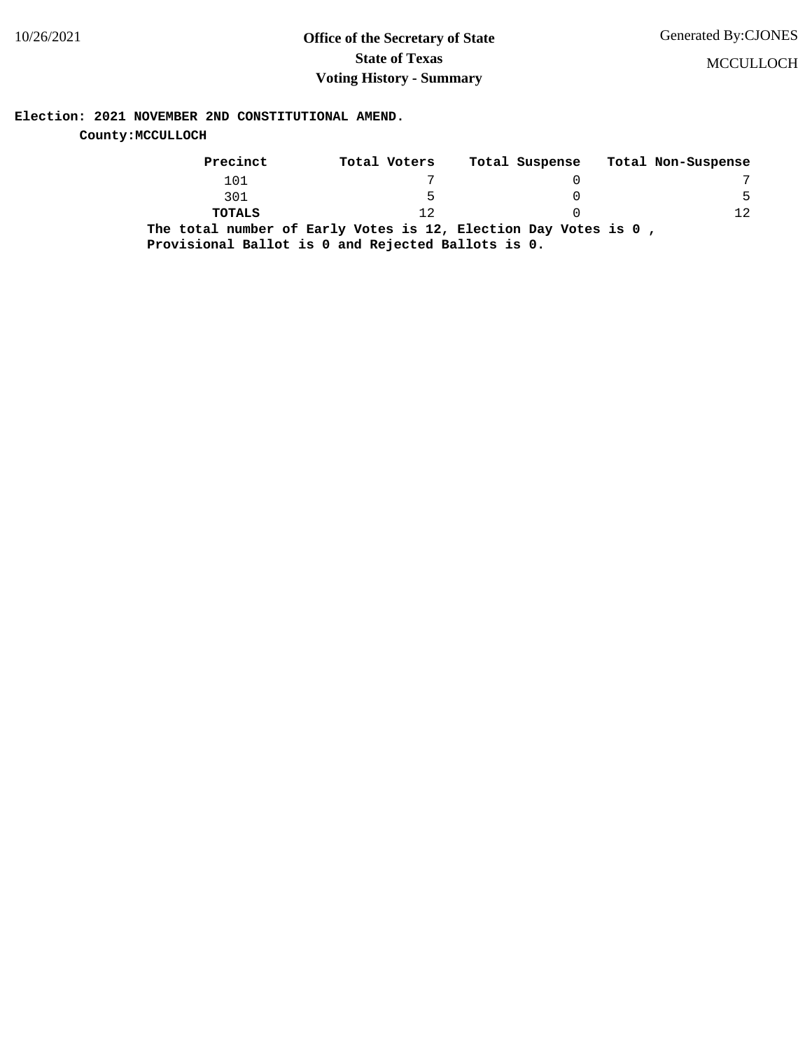10/26/2021

**Office of the Secretary of State**
**State of Texas**
**Voting History - Summary**

Generated By:CJONES
MCCULLOCH

**Election: 2021 NOVEMBER 2ND CONSTITUTIONAL AMEND.**

**County:MCCULLOCH**

| Precinct | Total Voters | Total Suspense | Total Non-Suspense |
|---|---|---|---|
| 101 | 7 | 0 | 7 |
| 301 | 5 | 0 | 5 |
| **TOTALS** | 12 | 0 | 12 |

**The total number of Early Votes is 12, Election Day Votes is 0 , Provisional Ballot is 0 and Rejected Ballots is 0.**